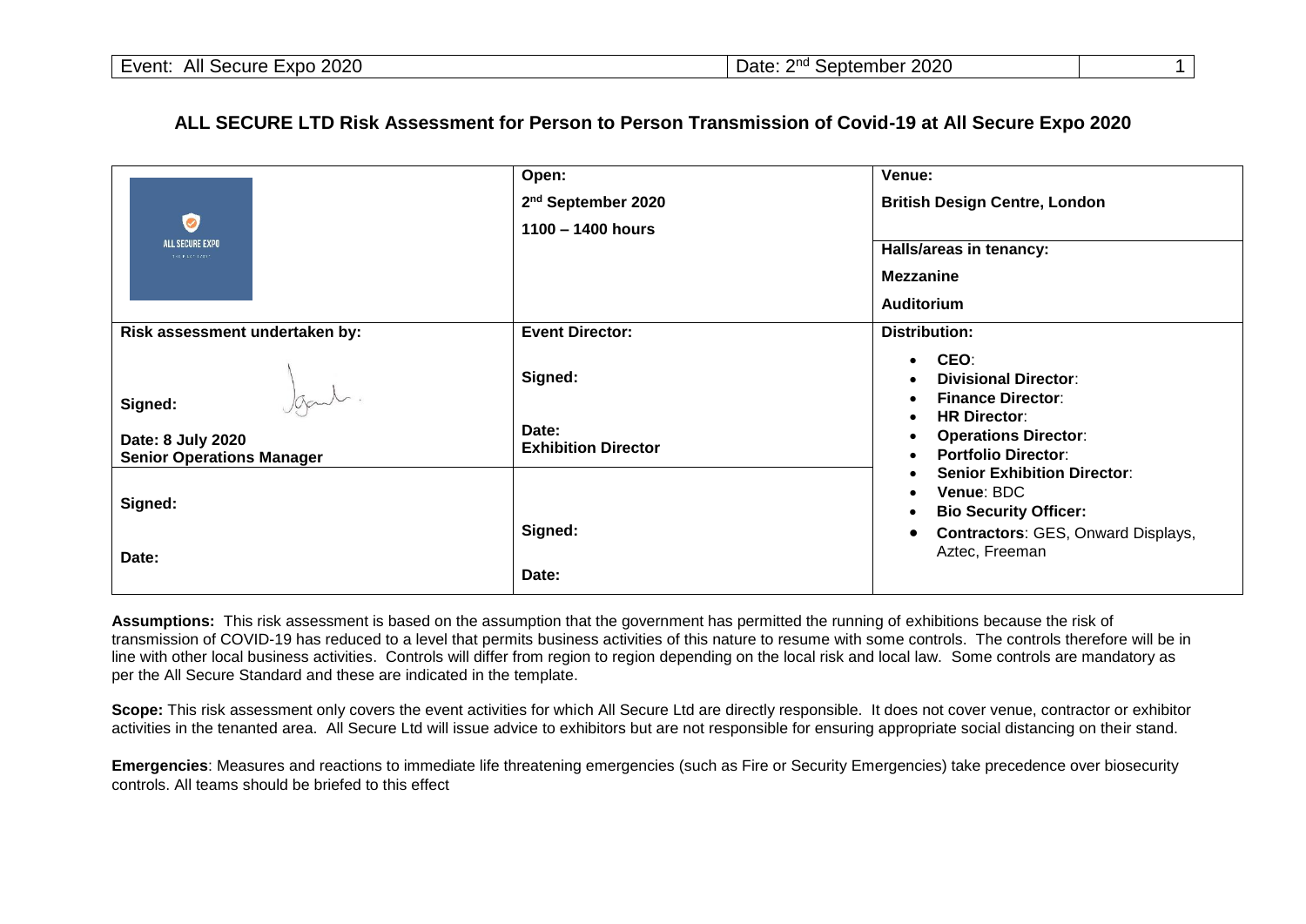# ALL SECURE LTD Risk Assessment for Person to Person Transmission of Covid-19 at All Secure Expo 2020

| ALL SECURE EXPO | **Open:**<br>**2nd September 2020**<br>**1100 – 1400 hours** | **Venue:**<br>**British Design Centre, London**<br><br>**Halls/areas in tenancy:**<br>**Mezzanine**<br>**Auditorium** |
|---|---|---|
| **Risk assessment undertaken by:**<br><br>**Signed:**<br><br>**Date: 8 July 2020**<br>**Senior Operations Manager**<br><br>**Signed:**<br><br>**Date:** | **Event Director:**<br><br>**Signed:**<br><br>**Date:**<br>**Exhibition Director**<br><br>**Signed:**<br><br>**Date:** | **Distribution:**<br>• **CEO**:<br>• **Divisional Director**:<br>• **Finance Director**:<br>• **HR Director**:<br>• **Operations Director**:<br>• **Portfolio Director**:<br>• **Senior Exhibition Director**:<br>• **Venue**: BDC<br>• **Bio Security Officer:**<br>• **Contractors**: GES, Onward Displays, Aztec, Freeman |

**Assumptions:** This risk assessment is based on the assumption that the government has permitted the running of exhibitions because the risk of transmission of COVID-19 has reduced to a level that permits business activities of this nature to resume with some controls. The controls therefore will be in line with other local business activities. Controls will differ from region to region depending on the local risk and local law. Some controls are mandatory as per the All Secure Standard and these are indicated in the template.

**Scope:** This risk assessment only covers the event activities for which All Secure Ltd are directly responsible. It does not cover venue, contractor or exhibitor activities in the tenanted area. All Secure Ltd will issue advice to exhibitors but are not responsible for ensuring appropriate social distancing on their stand.

**Emergencies**: Measures and reactions to immediate life threatening emergencies (such as Fire or Security Emergencies) take precedence over biosecurity controls. All teams should be briefed to this effect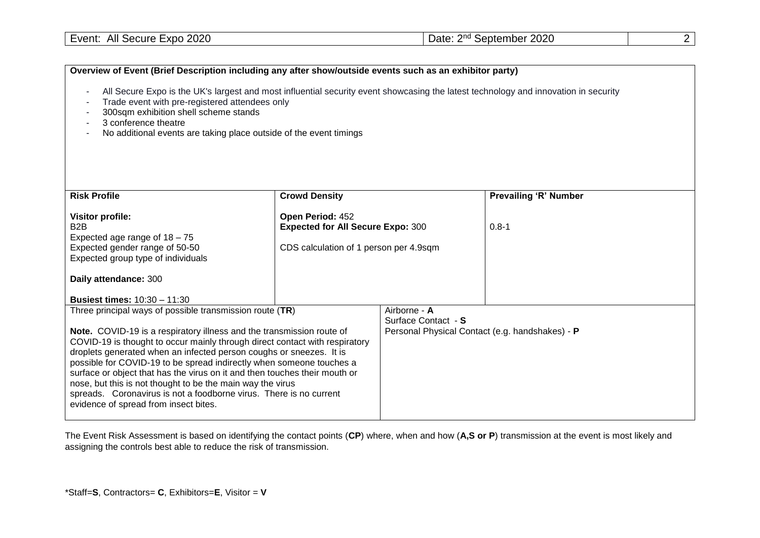**Overview of Event (Brief Description including any after show/outside events such as an exhibitor party)**

- All Secure Expo is the UK's largest and most influential security event showcasing the latest technology and innovation in security
- Trade event with pre-registered attendees only
- 300sqm exhibition shell scheme stands
- 3 conference theatre
- No additional events are taking place outside of the event timings

| Risk Profile | Crowd Density | Prevailing 'R' Number |
|---|---|---|
| **Visitor profile:**<br>B2B<br>Expected age range of 18 – 75<br>Expected gender range of 50-50<br>Expected group type of individuals<br><br>**Daily attendance:** 300<br><br>**Busiest times:** 10:30 – 11:30 | **Open Period:** 452<br>**Expected for All Secure Expo:** 300<br><br>CDS calculation of 1 person per 4.9sqm | 0.8-1 |

| Three principal ways of possible transmission route (**TR**) | |
|---|---|
| **Note.** COVID-19 is a respiratory illness and the transmission route of COVID-19 is thought to occur mainly through direct contact with respiratory droplets generated when an infected person coughs or sneezes. It is possible for COVID-19 to be spread indirectly when someone touches a surface or object that has the virus on it and then touches their mouth or nose, but this is not thought to be the main way the virus spreads. Coronavirus is not a foodborne virus. There is no current evidence of spread from insect bites. | Airborne - **A**<br>Surface Contact - **S**<br>Personal Physical Contact (e.g. handshakes) - **P** |

The Event Risk Assessment is based on identifying the contact points (**CP**) where, when and how (**A,S or P**) transmission at the event is most likely and assigning the controls best able to reduce the risk of transmission.

*Staff=**S**, Contractors= **C**, Exhibitors=**E**, Visitor = **V**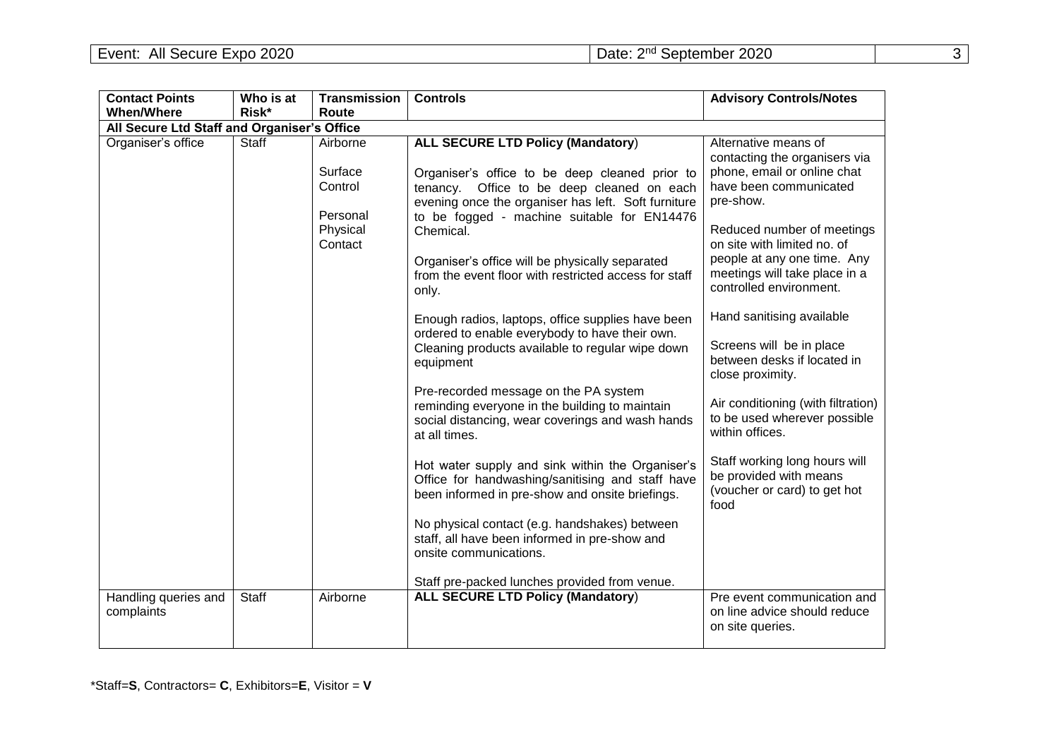| Contact Points When/Where | Who is at Risk* | Transmission Route | Controls | Advisory Controls/Notes |
|---|---|---|---|---|
| **All Secure Ltd Staff and Organiser's Office** | | | | |
| Organiser's office | Staff | Airborne<br><br>Surface Control<br><br>Personal Physical Contact | **ALL SECURE LTD Policy (Mandatory**)<br><br>Organiser's office to be deep cleaned prior to tenancy. Office to be deep cleaned on each evening once the organiser has left. Soft furniture to be fogged - machine suitable for EN14476 Chemical.<br><br>Organiser's office will be physically separated from the event floor with restricted access for staff only.<br><br>Enough radios, laptops, office supplies have been ordered to enable everybody to have their own. Cleaning products available to regular wipe down equipment<br><br>Pre-recorded message on the PA system reminding everyone in the building to maintain social distancing, wear coverings and wash hands at all times.<br><br>Hot water supply and sink within the Organiser's Office for handwashing/sanitising and staff have been informed in pre-show and onsite briefings.<br><br>No physical contact (e.g. handshakes) between staff, all have been informed in pre-show and onsite communications.<br><br>Staff pre-packed lunches provided from venue. | Alternative means of contacting the organisers via phone, email or online chat have been communicated pre-show.<br><br>Reduced number of meetings on site with limited no. of people at any one time. Any meetings will take place in a controlled environment.<br><br>Hand sanitising available<br><br>Screens will be in place between desks if located in close proximity.<br><br>Air conditioning (with filtration) to be used wherever possible within offices.<br><br>Staff working long hours will be provided with means (voucher or card) to get hot food |
| Handling queries and complaints | Staff | Airborne | **ALL SECURE LTD Policy (Mandatory**) | Pre event communication and on line advice should reduce on site queries. |

*Staff=**S**, Contractors= **C**, Exhibitors=**E**, Visitor = **V**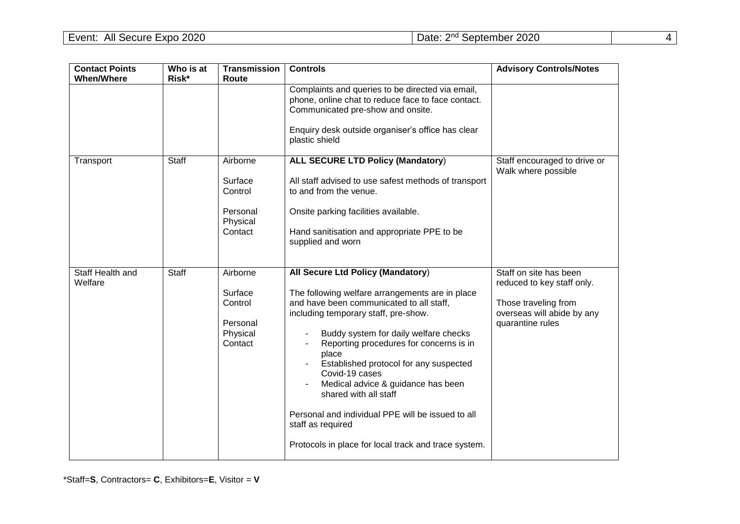| Contact Points When/Where | Who is at Risk* | Transmission Route | Controls | Advisory Controls/Notes |
|---|---|---|---|---|
| | | | Complaints and queries to be directed via email, phone, online chat to reduce face to face contact. Communicated pre-show and onsite.<br><br>Enquiry desk outside organiser's office has clear plastic shield | |
| Transport | Staff | Airborne<br><br>Surface Control<br><br>Personal Physical Contact | **ALL SECURE LTD Policy (Mandatory**)<br><br>All staff advised to use safest methods of transport to and from the venue.<br><br>Onsite parking facilities available.<br><br>Hand sanitisation and appropriate PPE to be supplied and worn | Staff encouraged to drive or Walk where possible |
| Staff Health and Welfare | Staff | Airborne<br><br>Surface Control<br><br>Personal Physical Contact | **All Secure Ltd Policy (Mandatory**)<br><br>The following welfare arrangements are in place and have been communicated to all staff, including temporary staff, pre-show.<br><br>- Buddy system for daily welfare checks<br>- Reporting procedures for concerns is in place<br>- Established protocol for any suspected Covid-19 cases<br>- Medical advice & guidance has been shared with all staff<br><br>Personal and individual PPE will be issued to all staff as required<br><br>Protocols in place for local track and trace system. | Staff on site has been reduced to key staff only.<br><br>Those traveling from overseas will abide by any quarantine rules |

*Staff=**S**, Contractors= **C**, Exhibitors=**E**, Visitor = **V**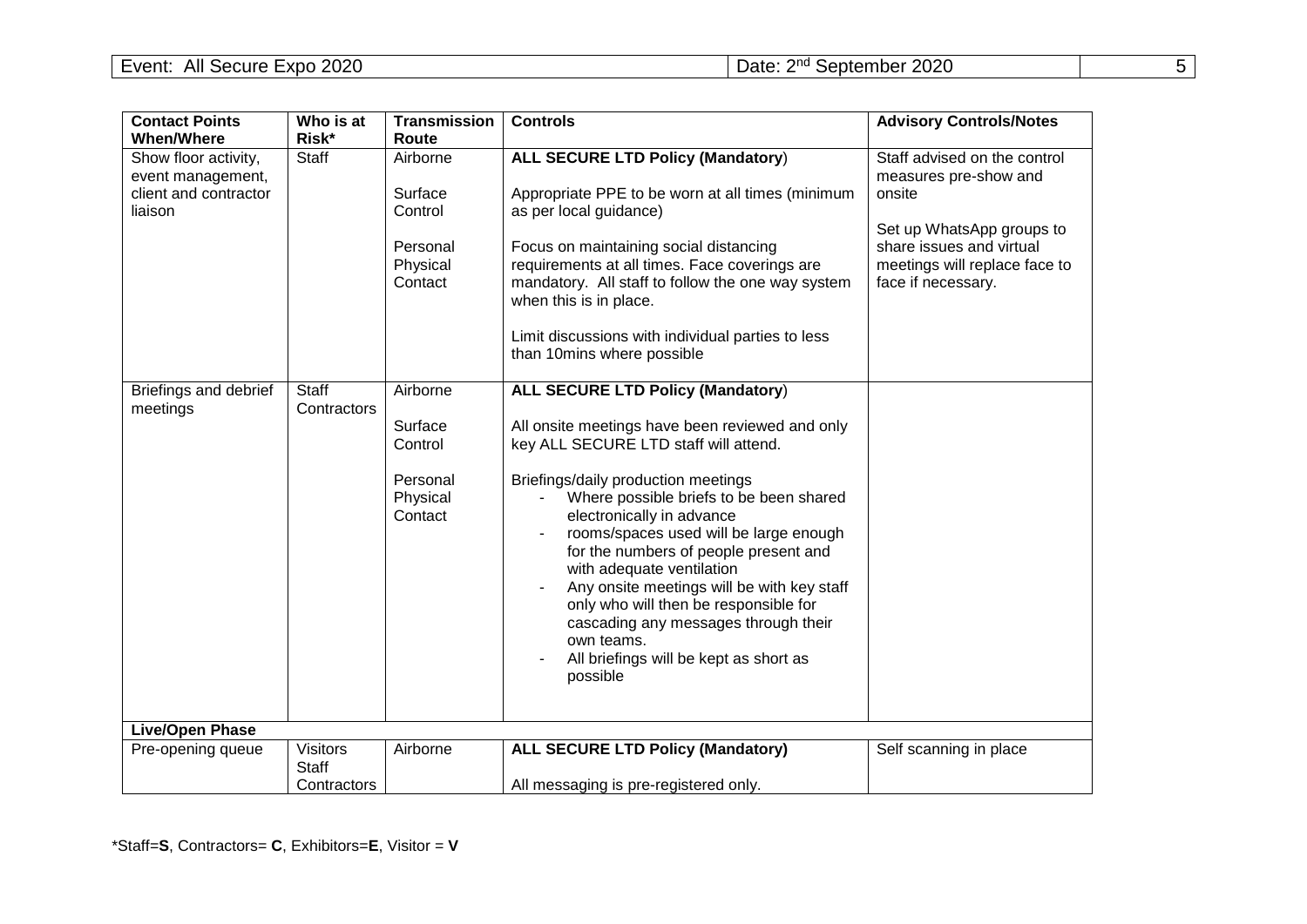| Contact Points When/Where | Who is at Risk* | Transmission Route | Controls | Advisory Controls/Notes |
|---|---|---|---|---|
| Show floor activity, event management, client and contractor liaison | Staff | Airborne<br><br>Surface Control<br><br>Personal Physical Contact | **ALL SECURE LTD Policy (Mandatory)**<br><br>Appropriate PPE to be worn at all times (minimum as per local guidance)<br><br>Focus on maintaining social distancing requirements at all times. Face coverings are mandatory. All staff to follow the one way system when this is in place.<br><br>Limit discussions with individual parties to less than 10mins where possible | Staff advised on the control measures pre-show and onsite<br><br>Set up WhatsApp groups to share issues and virtual meetings will replace face to face if necessary. |
| Briefings and debrief meetings | Staff<br>Contractors | Airborne<br><br>Surface Control<br><br>Personal Physical Contact | **ALL SECURE LTD Policy (Mandatory)**<br><br>All onsite meetings have been reviewed and only key ALL SECURE LTD staff will attend.<br><br>Briefings/daily production meetings<br>- Where possible briefs to be been shared electronically in advance<br>- rooms/spaces used will be large enough for the numbers of people present and with adequate ventilation<br>- Any onsite meetings will be with key staff only who will then be responsible for cascading any messages through their own teams.<br>- All briefings will be kept as short as possible | |
| **Live/Open Phase** | | | | |
| Pre-opening queue | Visitors<br>Staff<br>Contractors | Airborne | **ALL SECURE LTD Policy (Mandatory)**<br><br>All messaging is pre-registered only. | Self scanning in place |

*Staff=**S**, Contractors= **C**, Exhibitors=**E**, Visitor = **V**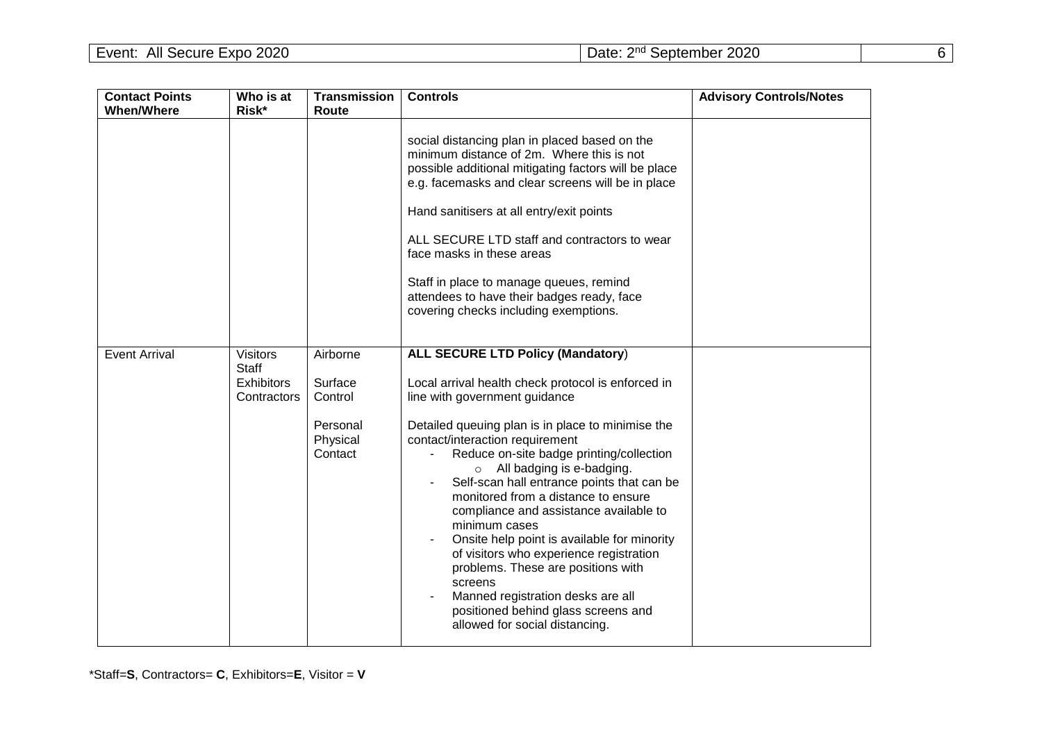| Contact Points When/Where | Who is at Risk* | Transmission Route | Controls | Advisory Controls/Notes |
|---|---|---|---|---|
| | | | social distancing plan in placed based on the minimum distance of 2m. Where this is not possible additional mitigating factors will be place e.g. facemasks and clear screens will be in place<br><br>Hand sanitisers at all entry/exit points<br><br>ALL SECURE LTD staff and contractors to wear face masks in these areas<br><br>Staff in place to manage queues, remind attendees to have their badges ready, face covering checks including exemptions. | |
| Event Arrival | Visitors<br>Staff<br>Exhibitors<br>Contractors | Airborne<br><br>Surface Control<br><br>Personal Physical Contact | **ALL SECURE LTD Policy (Mandatory**)<br><br>Local arrival health check protocol is enforced in line with government guidance<br><br>Detailed queuing plan is in place to minimise the contact/interaction requirement<br>- Reduce on-site badge printing/collection<br>&nbsp;&nbsp;&nbsp;&nbsp;o All badging is e-badging.<br>- Self-scan hall entrance points that can be monitored from a distance to ensure compliance and assistance available to minimum cases<br>- Onsite help point is available for minority of visitors who experience registration problems. These are positions with screens<br>- Manned registration desks are all positioned behind glass screens and allowed for social distancing. | |

*Staff=**S**, Contractors= **C**, Exhibitors=**E**, Visitor = **V**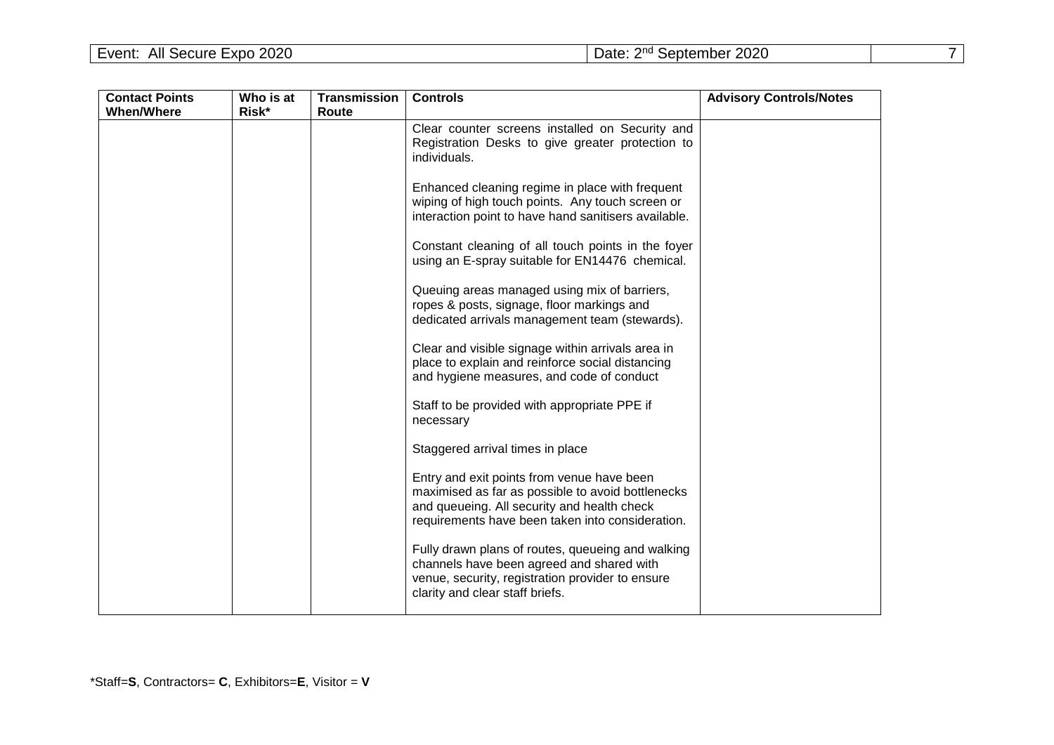| Contact Points When/Where | Who is at Risk* | Transmission Route | Controls | Advisory Controls/Notes |
|---|---|---|---|---|
| | | | Clear counter screens installed on Security and Registration Desks to give greater protection to individuals.<br><br>Enhanced cleaning regime in place with frequent wiping of high touch points. Any touch screen or interaction point to have hand sanitisers available.<br><br>Constant cleaning of all touch points in the foyer using an E-spray suitable for EN14476 chemical.<br><br>Queuing areas managed using mix of barriers, ropes & posts, signage, floor markings and dedicated arrivals management team (stewards).<br><br>Clear and visible signage within arrivals area in place to explain and reinforce social distancing and hygiene measures, and code of conduct<br><br>Staff to be provided with appropriate PPE if necessary<br><br>Staggered arrival times in place<br><br>Entry and exit points from venue have been maximised as far as possible to avoid bottlenecks and queueing. All security and health check requirements have been taken into consideration.<br><br>Fully drawn plans of routes, queueing and walking channels have been agreed and shared with venue, security, registration provider to ensure clarity and clear staff briefs. | |

*Staff=**S**, Contractors= **C**, Exhibitors=**E**, Visitor = **V**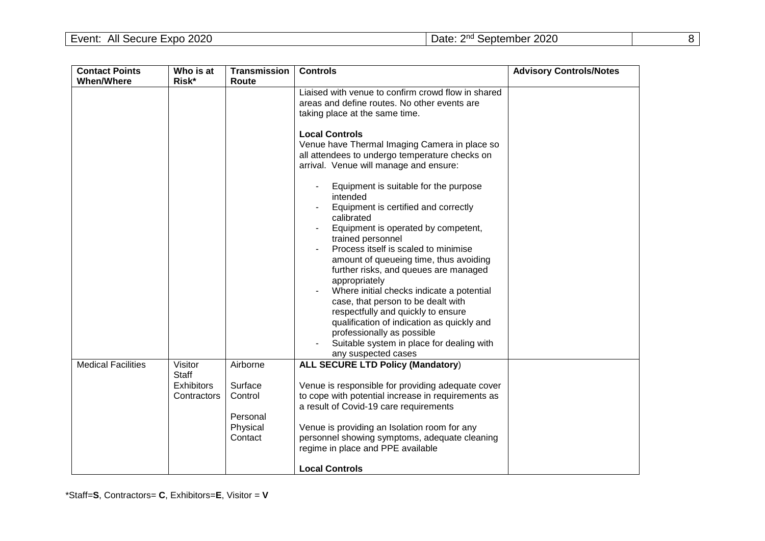| Contact Points When/Where | Who is at Risk* | Transmission Route | Controls | Advisory Controls/Notes |
|---|---|---|---|---|
| | | | Liaised with venue to confirm crowd flow in shared areas and define routes. No other events are taking place at the same time.<br><br>**Local Controls**<br>Venue have Thermal Imaging Camera in place so all attendees to undergo temperature checks on arrival. Venue will manage and ensure:<br><br>- Equipment is suitable for the purpose intended<br>- Equipment is certified and correctly calibrated<br>- Equipment is operated by competent, trained personnel<br>- Process itself is scaled to minimise amount of queueing time, thus avoiding further risks, and queues are managed appropriately<br>- Where initial checks indicate a potential case, that person to be dealt with respectfully and quickly to ensure qualification of indication as quickly and professionally as possible<br>- Suitable system in place for dealing with any suspected cases | |
| Medical Facilities | Visitor<br>Staff<br>Exhibitors<br>Contractors | Airborne<br><br>Surface Control<br><br>Personal Physical Contact | **ALL SECURE LTD Policy (Mandatory**)<br><br>Venue is responsible for providing adequate cover to cope with potential increase in requirements as a result of Covid-19 care requirements<br><br>Venue is providing an Isolation room for any personnel showing symptoms, adequate cleaning regime in place and PPE available<br><br>**Local Controls** | |

*Staff=**S**, Contractors= **C**, Exhibitors=**E**, Visitor = **V**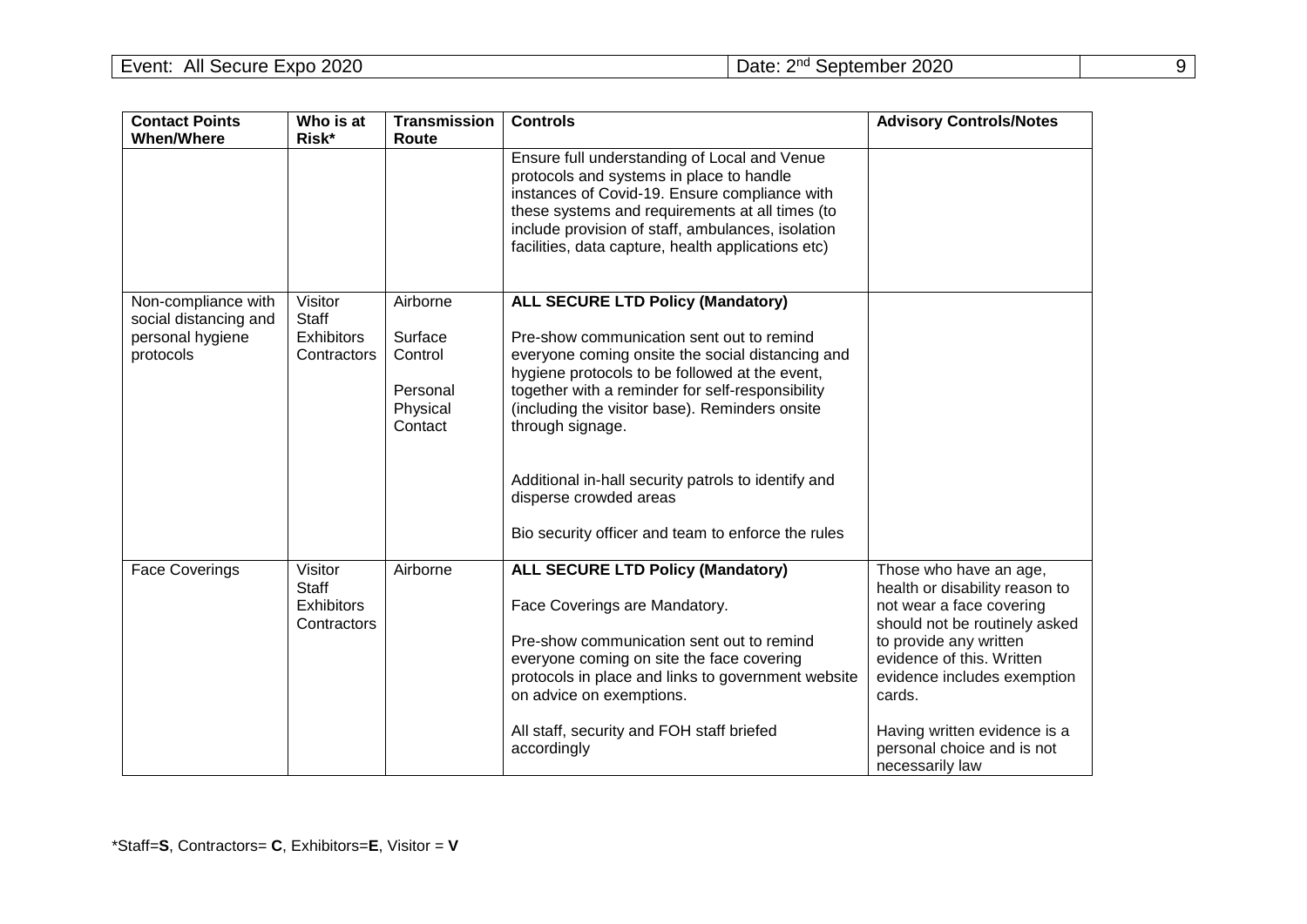| Contact Points When/Where | Who is at Risk* | Transmission Route | Controls | Advisory Controls/Notes |
|---|---|---|---|---|
| | | | Ensure full understanding of Local and Venue protocols and systems in place to handle instances of Covid-19. Ensure compliance with these systems and requirements at all times (to include provision of staff, ambulances, isolation facilities, data capture, health applications etc) | |
| Non-compliance with social distancing and personal hygiene protocols | Visitor<br>Staff<br>Exhibitors<br>Contractors | Airborne<br><br>Surface Control<br><br>Personal Physical Contact | **ALL SECURE LTD Policy (Mandatory)**<br><br>Pre-show communication sent out to remind everyone coming onsite the social distancing and hygiene protocols to be followed at the event, together with a reminder for self-responsibility (including the visitor base). Reminders onsite through signage.<br><br>Additional in-hall security patrols to identify and disperse crowded areas<br><br>Bio security officer and team to enforce the rules | |
| Face Coverings | Visitor<br>Staff<br>Exhibitors<br>Contractors | Airborne | **ALL SECURE LTD Policy (Mandatory)**<br><br>Face Coverings are Mandatory.<br><br>Pre-show communication sent out to remind everyone coming on site the face covering protocols in place and links to government website on advice on exemptions.<br><br>All staff, security and FOH staff briefed accordingly | Those who have an age, health or disability reason to not wear a face covering should not be routinely asked to provide any written evidence of this. Written evidence includes exemption cards.<br><br>Having written evidence is a personal choice and is not necessarily law |

*Staff=**S**, Contractors= **C**, Exhibitors=**E**, Visitor = **V**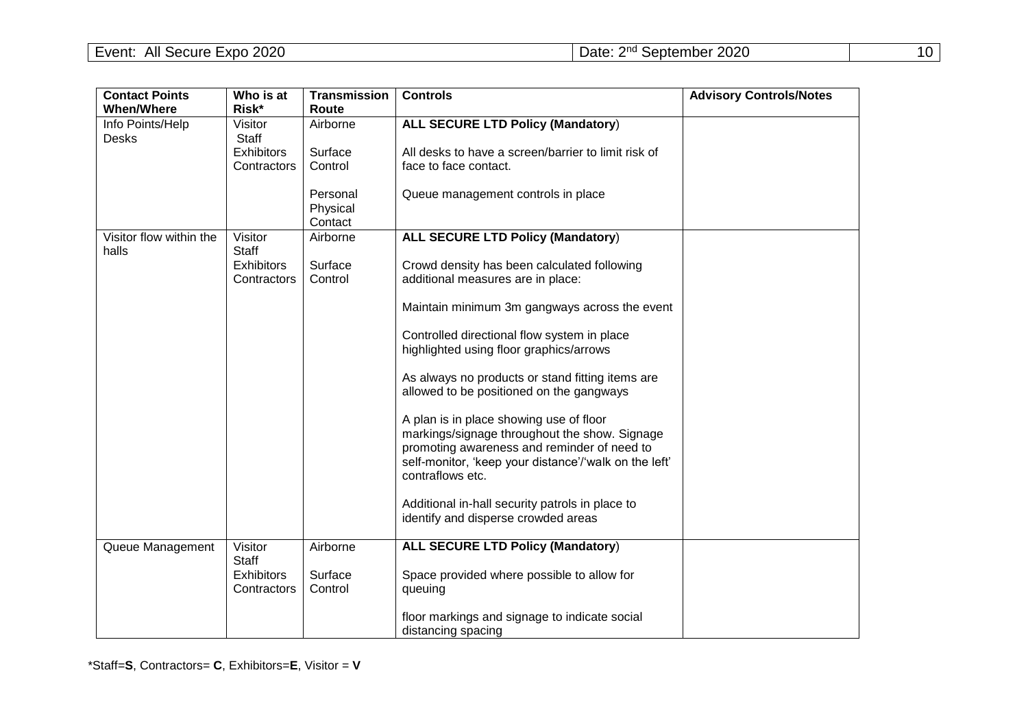| Contact Points When/Where | Who is at Risk* | Transmission Route | Controls | Advisory Controls/Notes |
|---|---|---|---|---|
| Info Points/Help Desks | Visitor<br>Staff<br>Exhibitors<br>Contractors | Airborne<br><br>Surface Control<br><br>Personal Physical Contact | **ALL SECURE LTD Policy (Mandatory)**<br><br>All desks to have a screen/barrier to limit risk of face to face contact.<br><br>Queue management controls in place | |
| Visitor flow within the halls | Visitor<br>Staff<br>Exhibitors<br>Contractors | Airborne<br><br>Surface Control | **ALL SECURE LTD Policy (Mandatory)**<br><br>Crowd density has been calculated following additional measures are in place:<br><br>Maintain minimum 3m gangways across the event<br><br>Controlled directional flow system in place highlighted using floor graphics/arrows<br><br>As always no products or stand fitting items are allowed to be positioned on the gangways<br><br>A plan is in place showing use of floor markings/signage throughout the show. Signage promoting awareness and reminder of need to self-monitor, 'keep your distance'/'walk on the left' contraflows etc.<br><br>Additional in-hall security patrols in place to identify and disperse crowded areas | |
| Queue Management | Visitor<br>Staff<br>Exhibitors<br>Contractors | Airborne<br><br>Surface Control | **ALL SECURE LTD Policy (Mandatory)**<br><br>Space provided where possible to allow for queuing<br><br>floor markings and signage to indicate social distancing spacing | |

*Staff=**S**, Contractors= **C**, Exhibitors=**E**, Visitor = **V**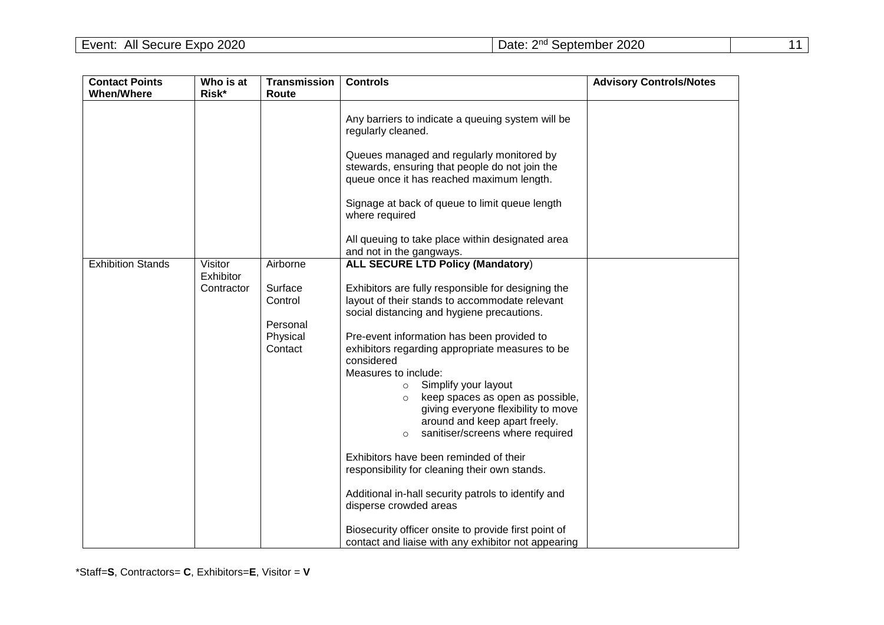| Contact Points When/Where | Who is at Risk* | Transmission Route | Controls | Advisory Controls/Notes |
| --- | --- | --- | --- | --- |
| | | | Any barriers to indicate a queuing system will be regularly cleaned.<br><br>Queues managed and regularly monitored by stewards, ensuring that people do not join the queue once it has reached maximum length.<br><br>Signage at back of queue to limit queue length where required<br><br>All queuing to take place within designated area and not in the gangways. | |
| Exhibition Stands | Visitor<br>Exhibitor<br>Contractor | Airborne<br><br>Surface Control<br><br>Personal Physical Contact | **ALL SECURE LTD Policy (Mandatory**)<br><br>Exhibitors are fully responsible for designing the layout of their stands to accommodate relevant social distancing and hygiene precautions.<br><br>Pre-event information has been provided to exhibitors regarding appropriate measures to be considered<br>Measures to include:<br>◦ Simplify your layout<br>◦ keep spaces as open as possible, giving everyone flexibility to move around and keep apart freely.<br>◦ sanitiser/screens where required<br><br>Exhibitors have been reminded of their responsibility for cleaning their own stands.<br><br>Additional in-hall security patrols to identify and disperse crowded areas<br><br>Biosecurity officer onsite to provide first point of contact and liaise with any exhibitor not appearing | |

*Staff=**S**, Contractors= **C**, Exhibitors=**E**, Visitor = **V**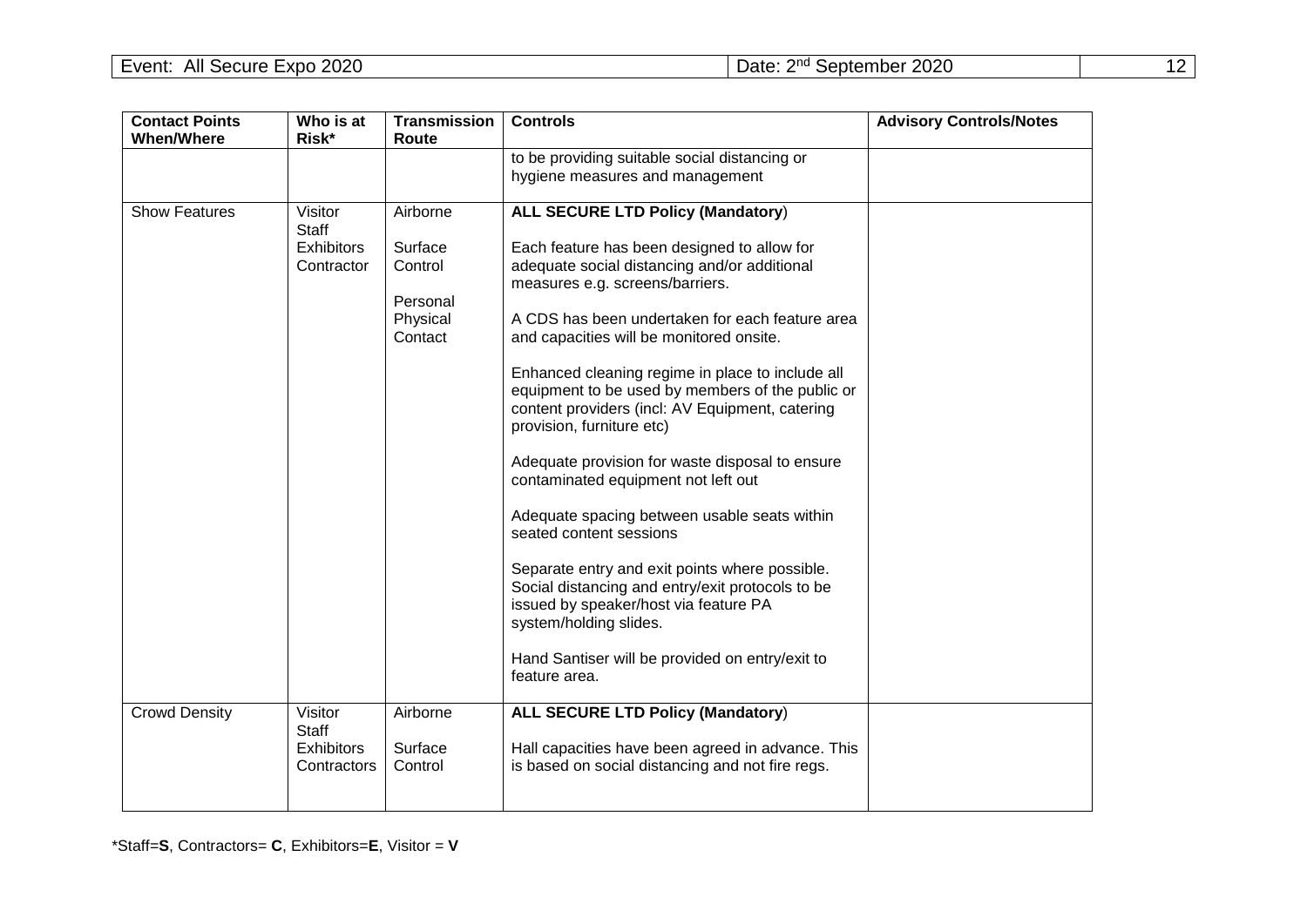| Contact Points When/Where | Who is at Risk* | Transmission Route | Controls | Advisory Controls/Notes |
|---|---|---|---|---|
| | | | to be providing suitable social distancing or hygiene measures and management | |
| Show Features | Visitor<br>Staff<br>Exhibitors<br>Contractor | Airborne<br><br>Surface Control<br><br>Personal Physical Contact | **ALL SECURE LTD Policy (Mandatory**)<br><br>Each feature has been designed to allow for adequate social distancing and/or additional measures e.g. screens/barriers.<br><br>A CDS has been undertaken for each feature area and capacities will be monitored onsite.<br><br>Enhanced cleaning regime in place to include all equipment to be used by members of the public or content providers (incl: AV Equipment, catering provision, furniture etc)<br><br>Adequate provision for waste disposal to ensure contaminated equipment not left out<br><br>Adequate spacing between usable seats within seated content sessions<br><br>Separate entry and exit points where possible. Social distancing and entry/exit protocols to be issued by speaker/host via feature PA system/holding slides.<br><br>Hand Santiser will be provided on entry/exit to feature area. | |
| Crowd Density | Visitor<br>Staff<br>Exhibitors<br>Contractors | Airborne<br><br>Surface Control | **ALL SECURE LTD Policy (Mandatory**)<br><br>Hall capacities have been agreed in advance. This is based on social distancing and not fire regs. | |

*Staff=**S**, Contractors= **C**, Exhibitors=**E**, Visitor = **V**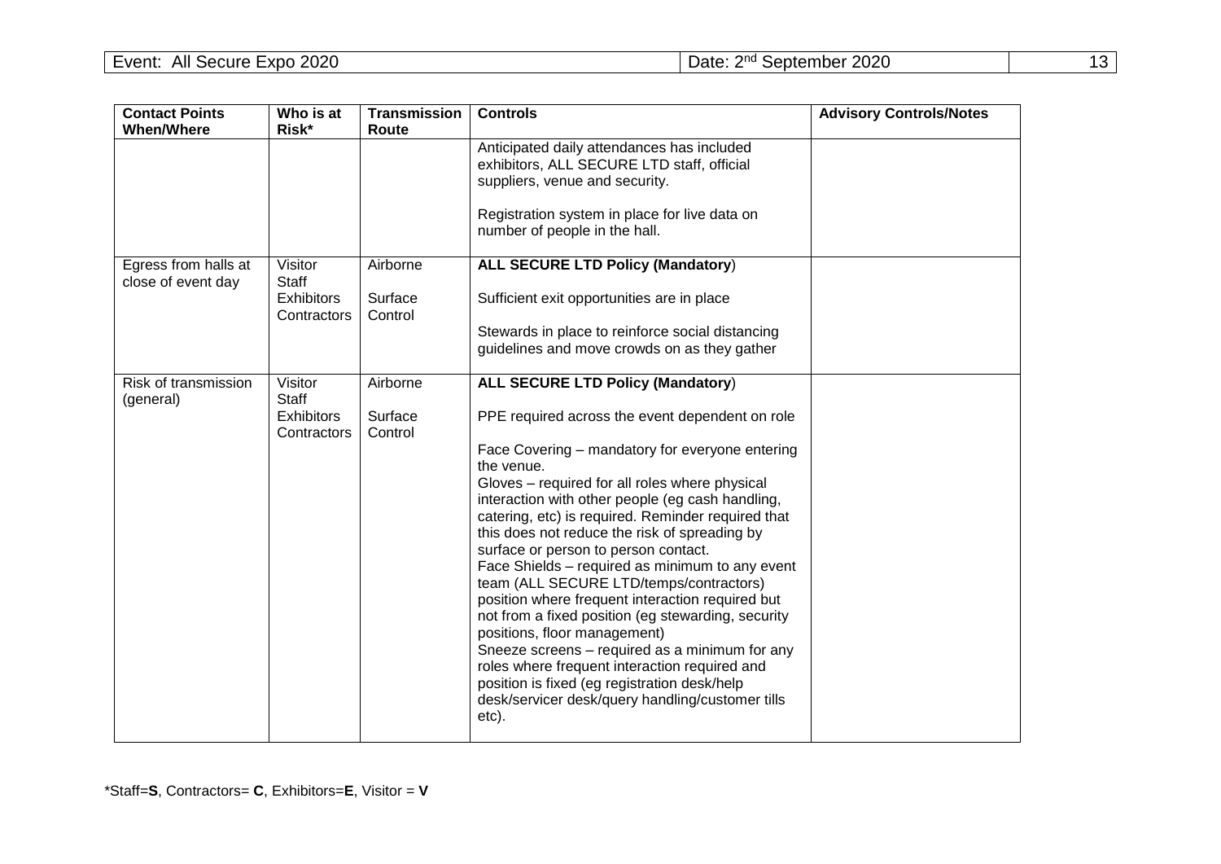| Contact Points When/Where | Who is at Risk* | Transmission Route | Controls | Advisory Controls/Notes |
|---|---|---|---|---|
| | | | Anticipated daily attendances has included exhibitors, ALL SECURE LTD staff, official suppliers, venue and security.<br><br>Registration system in place for live data on number of people in the hall. | |
| Egress from halls at close of event day | Visitor<br>Staff<br>Exhibitors<br>Contractors | Airborne<br><br>Surface Control | **ALL SECURE LTD Policy (Mandatory**)<br><br>Sufficient exit opportunities are in place<br><br>Stewards in place to reinforce social distancing guidelines and move crowds on as they gather | |
| Risk of transmission (general) | Visitor<br>Staff<br>Exhibitors<br>Contractors | Airborne<br><br>Surface Control | **ALL SECURE LTD Policy (Mandatory**)<br><br>PPE required across the event dependent on role<br><br>Face Covering – mandatory for everyone entering the venue.<br>Gloves – required for all roles where physical interaction with other people (eg cash handling, catering, etc) is required. Reminder required that this does not reduce the risk of spreading by surface or person to person contact.<br>Face Shields – required as minimum to any event team (ALL SECURE LTD/temps/contractors) position where frequent interaction required but not from a fixed position (eg stewarding, security positions, floor management)<br>Sneeze screens – required as a minimum for any roles where frequent interaction required and position is fixed (eg registration desk/help desk/servicer desk/query handling/customer tills etc). | |

*Staff=**S**, Contractors= **C**, Exhibitors=**E**, Visitor = **V**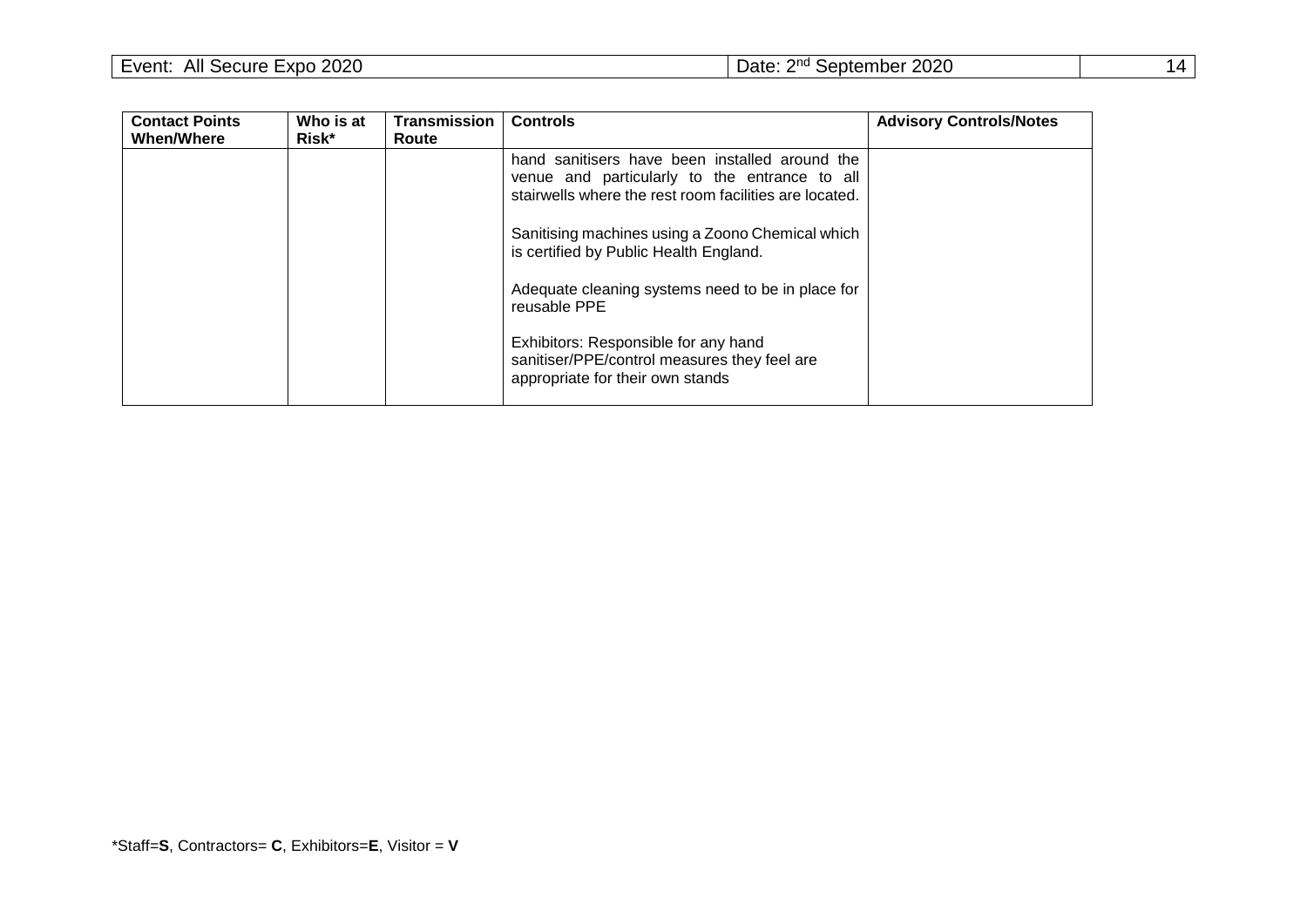| Contact Points When/Where | Who is at Risk* | Transmission Route | Controls | Advisory Controls/Notes |
|---|---|---|---|---|
| | | | hand sanitisers have been installed around the venue and particularly to the entrance to all stairwells where the rest room facilities are located.<br><br>Sanitising machines using a Zoono Chemical which is certified by Public Health England.<br><br>Adequate cleaning systems need to be in place for reusable PPE<br><br>Exhibitors: Responsible for any hand sanitiser/PPE/control measures they feel are appropriate for their own stands | |

*Staff=**S**, Contractors= **C**, Exhibitors=**E**, Visitor = **V**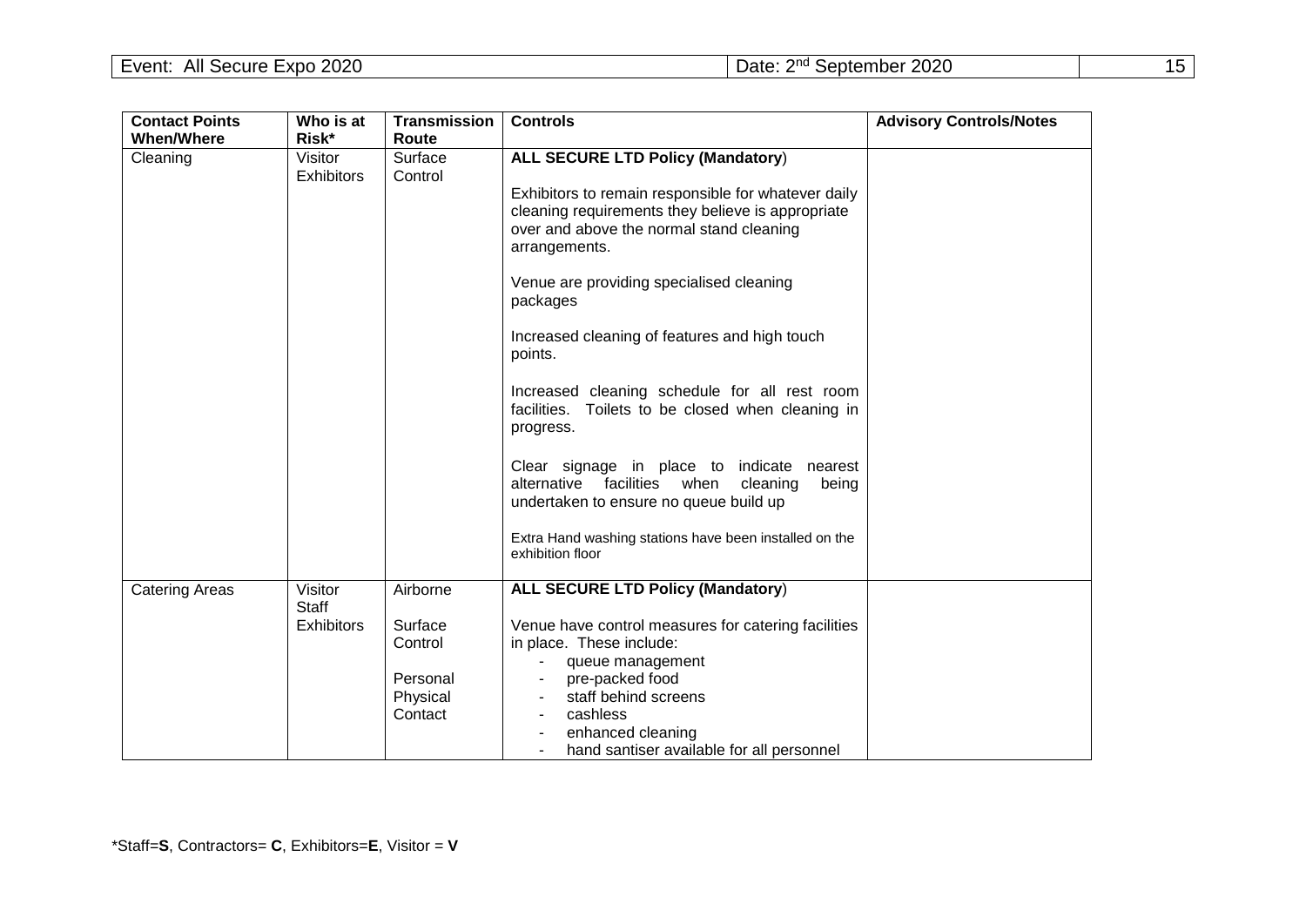| Contact Points When/Where | Who is at Risk* | Transmission Route | Controls | Advisory Controls/Notes |
|---|---|---|---|---|
| Cleaning | Visitor<br>Exhibitors | Surface Control | **ALL SECURE LTD Policy (Mandatory**)<br><br>Exhibitors to remain responsible for whatever daily cleaning requirements they believe is appropriate over and above the normal stand cleaning arrangements.<br><br>Venue are providing specialised cleaning packages<br><br>Increased cleaning of features and high touch points.<br><br>Increased cleaning schedule for all rest room facilities. Toilets to be closed when cleaning in progress.<br><br>Clear signage in place to indicate nearest alternative facilities when cleaning being undertaken to ensure no queue build up<br><br>Extra Hand washing stations have been installed on the exhibition floor | |
| Catering Areas | Visitor<br>Staff<br>Exhibitors | Airborne<br><br>Surface Control<br><br>Personal Physical Contact | **ALL SECURE LTD Policy (Mandatory**)<br><br>Venue have control measures for catering facilities in place. These include:<br>- queue management<br>- pre-packed food<br>- staff behind screens<br>- cashless<br>- enhanced cleaning<br>- hand santiser available for all personnel | |

*Staff=**S**, Contractors= **C**, Exhibitors=**E**, Visitor = **V**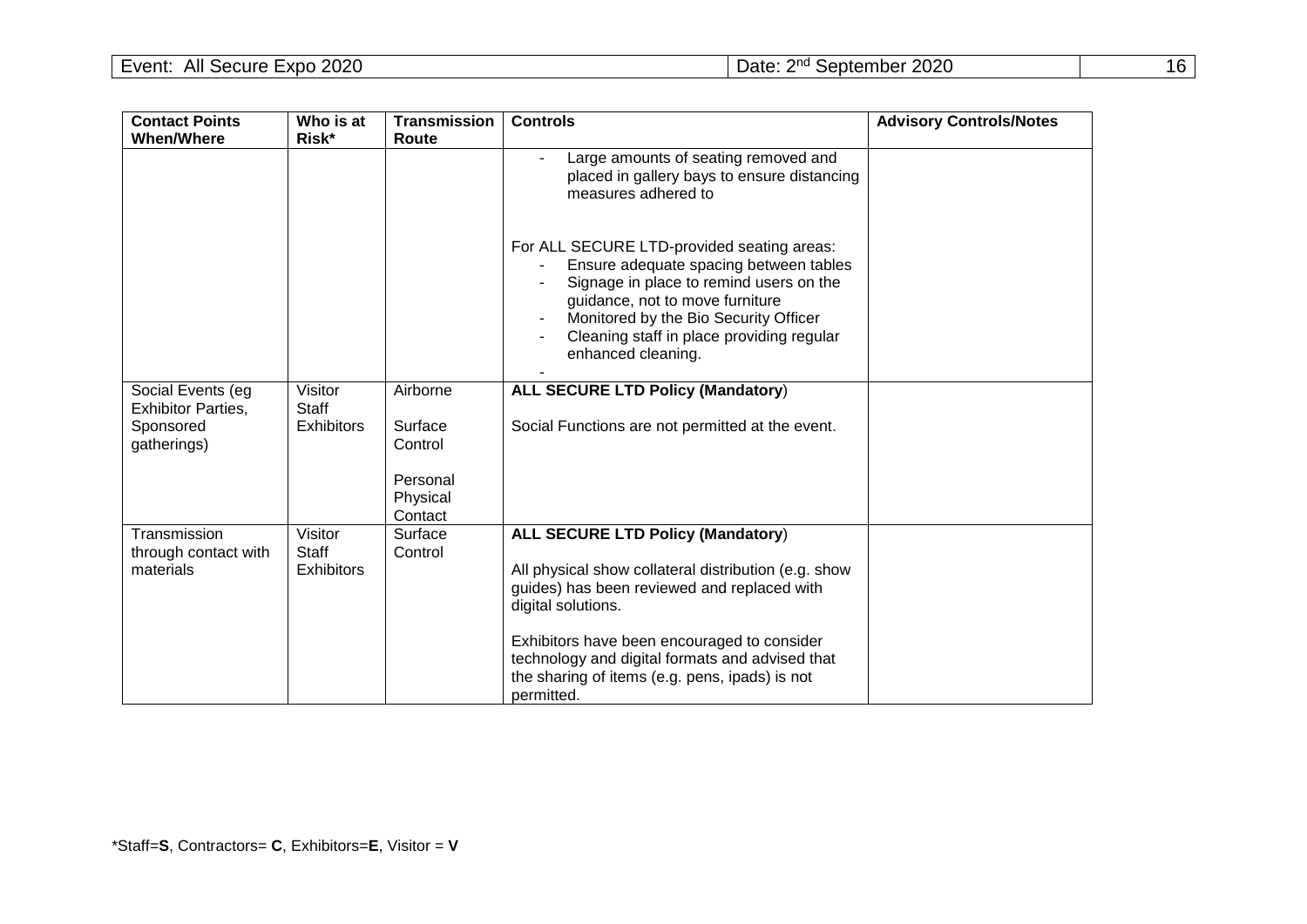| Contact Points When/Where | Who is at Risk* | Transmission Route | Controls | Advisory Controls/Notes |
|---|---|---|---|---|
| | | | - Large amounts of seating removed and placed in gallery bays to ensure distancing measures adhered to<br><br>For ALL SECURE LTD-provided seating areas:<br>- Ensure adequate spacing between tables<br>- Signage in place to remind users on the guidance, not to move furniture<br>- Monitored by the Bio Security Officer<br>- Cleaning staff in place providing regular enhanced cleaning.<br>- | |
| Social Events (eg Exhibitor Parties, Sponsored gatherings) | Visitor<br>Staff<br>Exhibitors | Airborne<br><br>Surface Control<br><br>Personal Physical Contact | **ALL SECURE LTD Policy (Mandatory**)<br><br>Social Functions are not permitted at the event. | |
| Transmission through contact with materials | Visitor<br>Staff<br>Exhibitors | Surface Control | **ALL SECURE LTD Policy (Mandatory**)<br><br>All physical show collateral distribution (e.g. show guides) has been reviewed and replaced with digital solutions.<br><br>Exhibitors have been encouraged to consider technology and digital formats and advised that the sharing of items (e.g. pens, ipads) is not permitted. | |

*Staff=**S**, Contractors= **C**, Exhibitors=**E**, Visitor = **V**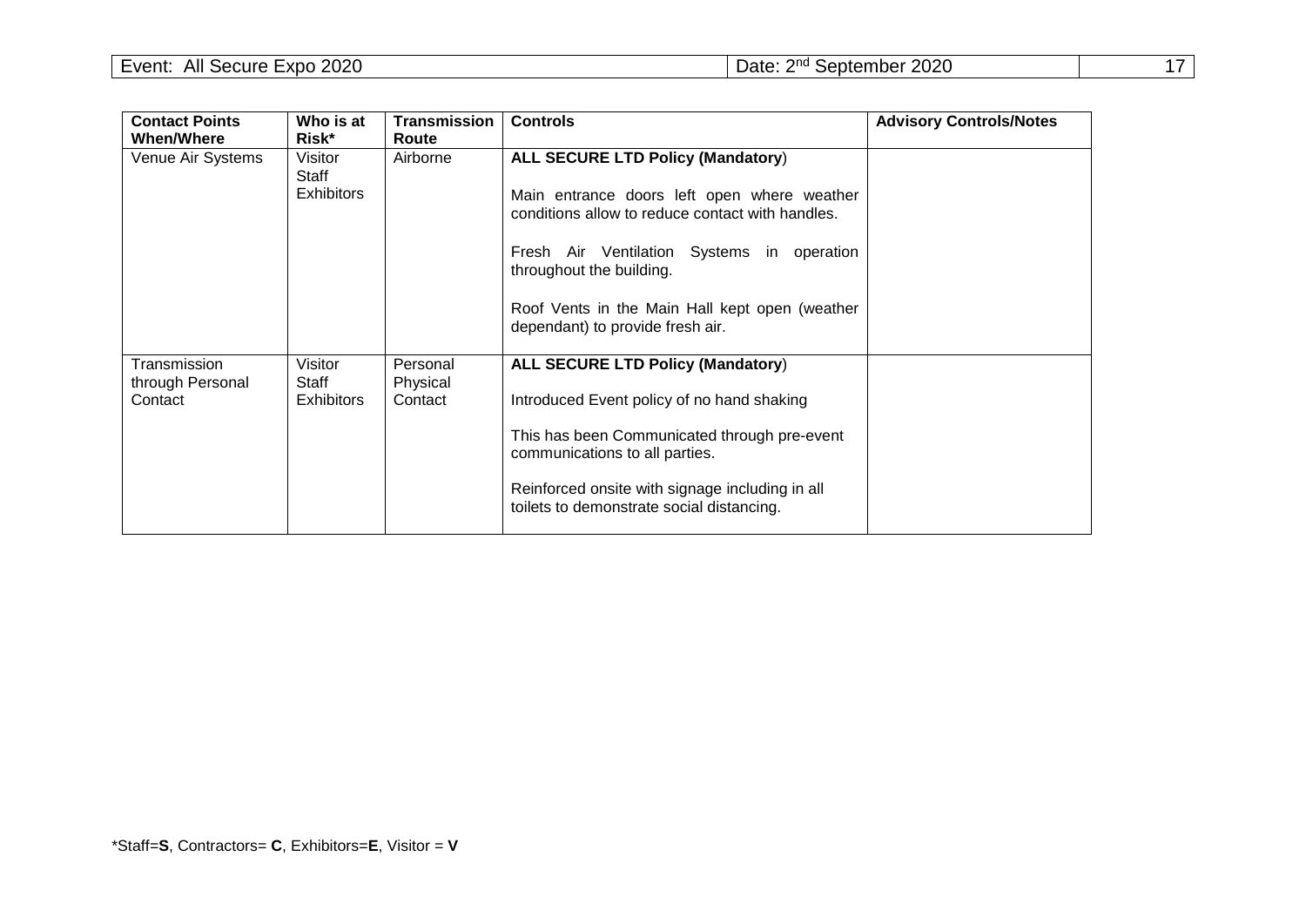| Contact Points When/Where | Who is at Risk* | Transmission Route | Controls | Advisory Controls/Notes |
| --- | --- | --- | --- | --- |
| Venue Air Systems | Visitor<br>Staff<br>Exhibitors | Airborne | **ALL SECURE LTD Policy (Mandatory**)<br><br>Main entrance doors left open where weather conditions allow to reduce contact with handles.<br><br>Fresh Air Ventilation Systems in operation throughout the building.<br><br>Roof Vents in the Main Hall kept open (weather dependant) to provide fresh air. | |
| Transmission through Personal Contact | Visitor<br>Staff<br>Exhibitors | Personal Physical Contact | **ALL SECURE LTD Policy (Mandatory**)<br><br>Introduced Event policy of no hand shaking<br><br>This has been Communicated through pre-event communications to all parties.<br><br>Reinforced onsite with signage including in all toilets to demonstrate social distancing. | |

*Staff=**S**, Contractors= **C**, Exhibitors=**E**, Visitor = **V**